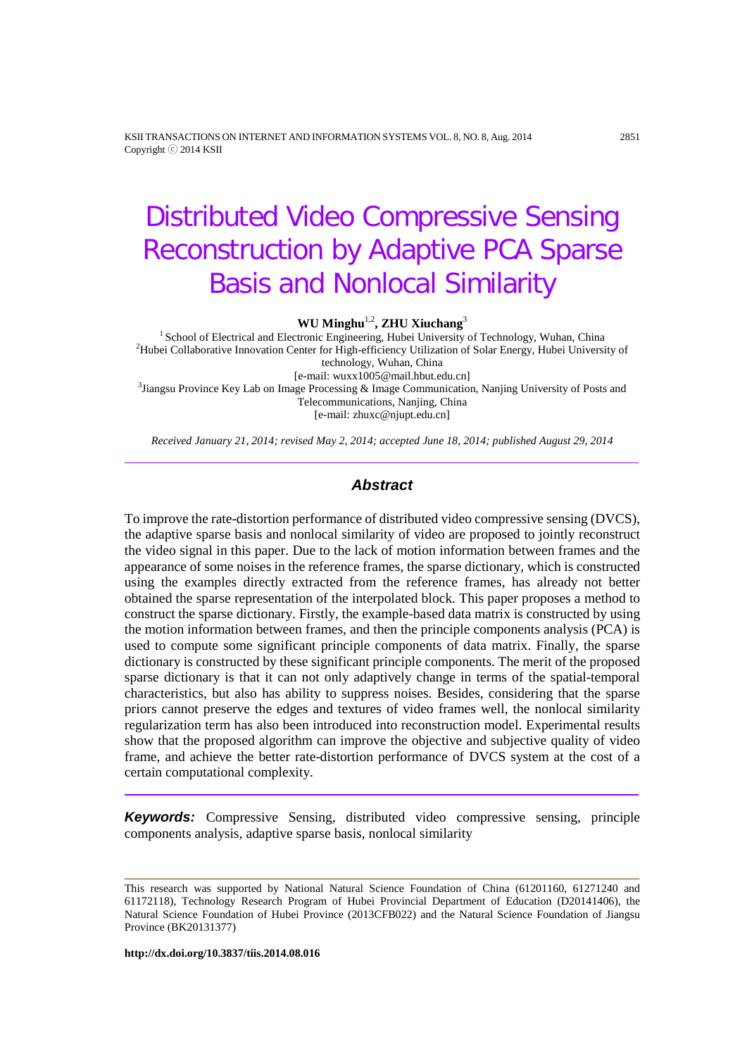# Distributed Video Compressive Sensing Reconstruction by Adaptive PCA Sparse Basis and Nonlocal Similarity

**WU Minghu**[1,2]**, ZHU Xiuchang**[3]

[1] School of Electrical and Electronic Engineering, Hubei University of Technology, Wuhan, China
[2]Hubei Collaborative Innovation Center for High-efficiency Utilization of Solar Energy, Hubei University of technology, Wuhan, China
[e-mail: wuxx1005@mail.hbut.edu.cn]
[3]Jiangsu Province Key Lab on Image Processing & Image Communication, Nanjing University of Posts and Telecommunications, Nanjing, China
[e-mail: zhuxc@njupt.edu.cn]

*Received January 21, 2014; revised May 2, 2014; accepted June 18, 2014; published August 29, 2014*

## *Abstract*

To improve the rate-distortion performance of distributed video compressive sensing (DVCS), the adaptive sparse basis and nonlocal similarity of video are proposed to jointly reconstruct the video signal in this paper. Due to the lack of motion information between frames and the appearance of some noises in the reference frames, the sparse dictionary, which is constructed using the examples directly extracted from the reference frames, has already not better obtained the sparse representation of the interpolated block. This paper proposes a method to construct the sparse dictionary. Firstly, the example-based data matrix is constructed by using the motion information between frames, and then the principle components analysis (PCA) is used to compute some significant principle components of data matrix. Finally, the sparse dictionary is constructed by these significant principle components. The merit of the proposed sparse dictionary is that it can not only adaptively change in terms of the spatial-temporal characteristics, but also has ability to suppress noises. Besides, considering that the sparse priors cannot preserve the edges and textures of video frames well, the nonlocal similarity regularization term has also been introduced into reconstruction model. Experimental results show that the proposed algorithm can improve the objective and subjective quality of video frame, and achieve the better rate-distortion performance of DVCS system at the cost of a certain computational complexity.

***Keywords:*** Compressive Sensing, distributed video compressive sensing, principle components analysis, adaptive sparse basis, nonlocal similarity

---

This research was supported by National Natural Science Foundation of China (61201160, 61271240 and 61172118), Technology Research Program of Hubei Provincial Department of Education (D20141406), the Natural Science Foundation of Hubei Province (2013CFB022) and the Natural Science Foundation of Jiangsu Province (BK20131377)

**http://dx.doi.org/10.3837/tiis.2014.08.016**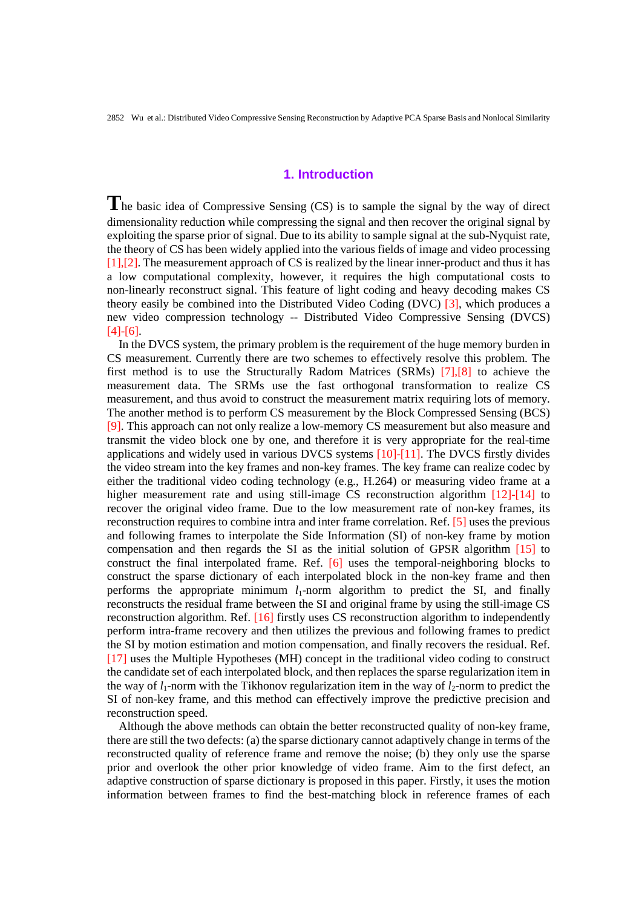## 1. Introduction

The basic idea of Compressive Sensing (CS) is to sample the signal by the way of direct dimensionality reduction while compressing the signal and then recover the original signal by exploiting the sparse prior of signal. Due to its ability to sample signal at the sub-Nyquist rate, the theory of CS has been widely applied into the various fields of image and video processing [1],[2]. The measurement approach of CS is realized by the linear inner-product and thus it has a low computational complexity, however, it requires the high computational costs to non-linearly reconstruct signal. This feature of light coding and heavy decoding makes CS theory easily be combined into the Distributed Video Coding (DVC) [3], which produces a new video compression technology -- Distributed Video Compressive Sensing (DVCS) [4]-[6].

In the DVCS system, the primary problem is the requirement of the huge memory burden in CS measurement. Currently there are two schemes to effectively resolve this problem. The first method is to use the Structurally Radom Matrices (SRMs) [7],[8] to achieve the measurement data. The SRMs use the fast orthogonal transformation to realize CS measurement, and thus avoid to construct the measurement matrix requiring lots of memory. The another method is to perform CS measurement by the Block Compressed Sensing (BCS) [9]. This approach can not only realize a low-memory CS measurement but also measure and transmit the video block one by one, and therefore it is very appropriate for the real-time applications and widely used in various DVCS systems [10]-[11]. The DVCS firstly divides the video stream into the key frames and non-key frames. The key frame can realize codec by either the traditional video coding technology (e.g., H.264) or measuring video frame at a higher measurement rate and using still-image CS reconstruction algorithm [12]-[14] to recover the original video frame. Due to the low measurement rate of non-key frames, its reconstruction requires to combine intra and inter frame correlation. Ref. [5] uses the previous and following frames to interpolate the Side Information (SI) of non-key frame by motion compensation and then regards the SI as the initial solution of GPSR algorithm [15] to construct the final interpolated frame. Ref. [6] uses the temporal-neighboring blocks to construct the sparse dictionary of each interpolated block in the non-key frame and then performs the appropriate minimum $l_1$-norm algorithm to predict the SI, and finally reconstructs the residual frame between the SI and original frame by using the still-image CS reconstruction algorithm. Ref. [16] firstly uses CS reconstruction algorithm to independently perform intra-frame recovery and then utilizes the previous and following frames to predict the SI by motion estimation and motion compensation, and finally recovers the residual. Ref. [17] uses the Multiple Hypotheses (MH) concept in the traditional video coding to construct the candidate set of each interpolated block, and then replaces the sparse regularization item in the way of $l_1$-norm with the Tikhonov regularization item in the way of $l_2$-norm to predict the SI of non-key frame, and this method can effectively improve the predictive precision and reconstruction speed.

Although the above methods can obtain the better reconstructed quality of non-key frame, there are still the two defects: (a) the sparse dictionary cannot adaptively change in terms of the reconstructed quality of reference frame and remove the noise; (b) they only use the sparse prior and overlook the other prior knowledge of video frame. Aim to the first defect, an adaptive construction of sparse dictionary is proposed in this paper. Firstly, it uses the motion information between frames to find the best-matching block in reference frames of each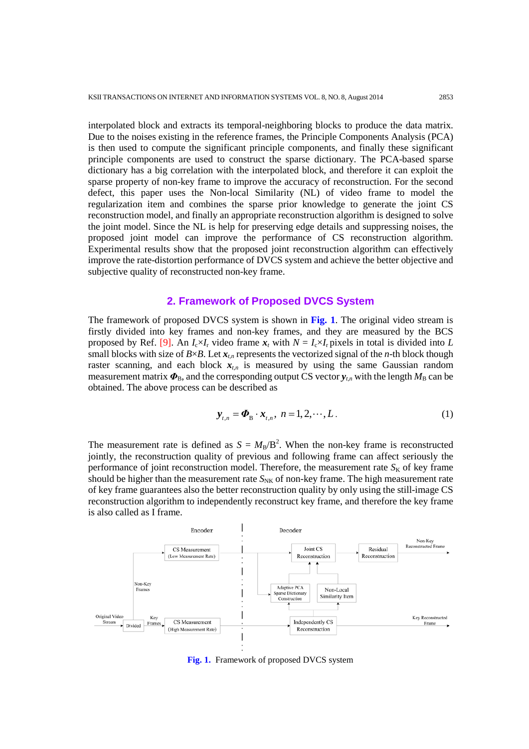interpolated block and extracts its temporal-neighboring blocks to produce the data matrix. Due to the noises existing in the reference frames, the Principle Components Analysis (PCA) is then used to compute the significant principle components, and finally these significant principle components are used to construct the sparse dictionary. The PCA-based sparse dictionary has a big correlation with the interpolated block, and therefore it can exploit the sparse property of non-key frame to improve the accuracy of reconstruction. For the second defect, this paper uses the Non-local Similarity (NL) of video frame to model the regularization item and combines the sparse prior knowledge to generate the joint CS reconstruction model, and finally an appropriate reconstruction algorithm is designed to solve the joint model. Since the NL is help for preserving edge details and suppressing noises, the proposed joint model can improve the performance of CS reconstruction algorithm. Experimental results show that the proposed joint reconstruction algorithm can effectively improve the rate-distortion performance of DVCS system and achieve the better objective and subjective quality of reconstructed non-key frame.

## 2. Framework of Proposed DVCS System

The framework of proposed DVCS system is shown in **Fig. 1**. The original video stream is firstly divided into key frames and non-key frames, and they are measured by the BCS proposed by Ref. [9]. An $I_c \times I_r$ video frame $\boldsymbol{x}_t$ with $N = I_c \times I_r$ pixels in total is divided into $L$ small blocks with size of $B \times B$. Let $\boldsymbol{x}_{t,n}$ represents the vectorized signal of the $n$-th block though raster scanning, and each block $\boldsymbol{x}_{t,n}$ is measured by using the same Gaussian random measurement matrix $\boldsymbol{\Phi}_{\mathrm{B}}$, and the corresponding output CS vector $\boldsymbol{y}_{t,n}$ with the length $M_{\mathrm{B}}$ can be obtained. The above process can be described as

$$\boldsymbol{y}_{t,n} = \boldsymbol{\Phi}_{\mathrm{B}} \cdot \boldsymbol{x}_{t,n}, \ n = 1, 2, \cdots, L. \tag{1}$$

The measurement rate is defined as $S = M_{\mathrm{B}}/\mathrm{B}^2$. When the non-key frame is reconstructed jointly, the reconstruction quality of previous and following frame can affect seriously the performance of joint reconstruction model. Therefore, the measurement rate $S_{\mathrm{K}}$ of key frame should be higher than the measurement rate $S_{\mathrm{NK}}$ of non-key frame. The high measurement rate of key frame guarantees also the better reconstruction quality by only using the still-image CS reconstruction algorithm to independently reconstruct key frame, and therefore the key frame is also called as I frame.

**Fig. 1.** Framework of proposed DVCS system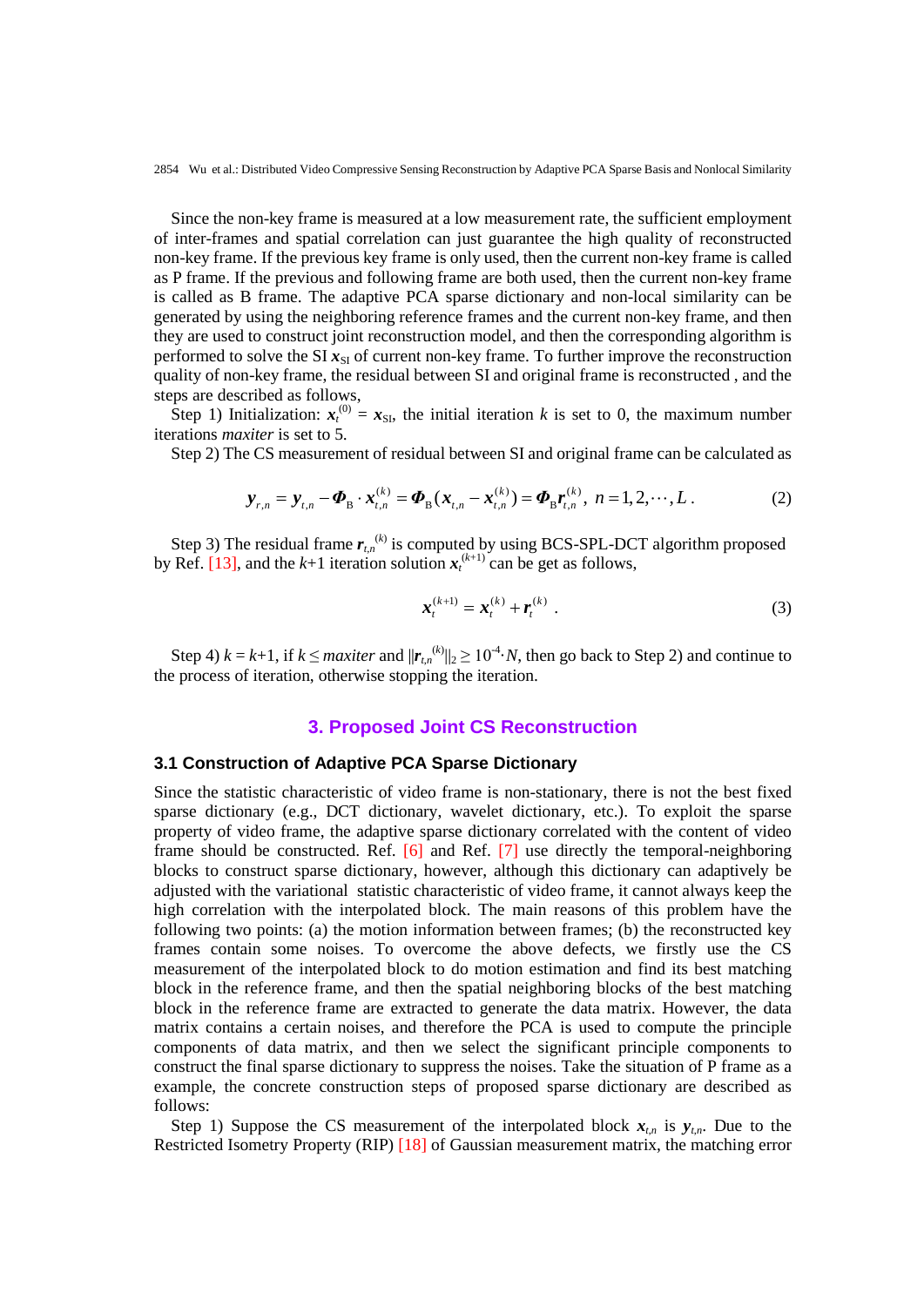Since the non-key frame is measured at a low measurement rate, the sufficient employment of inter-frames and spatial correlation can just guarantee the high quality of reconstructed non-key frame. If the previous key frame is only used, then the current non-key frame is called as P frame. If the previous and following frame are both used, then the current non-key frame is called as B frame. The adaptive PCA sparse dictionary and non-local similarity can be generated by using the neighboring reference frames and the current non-key frame, and then they are used to construct joint reconstruction model, and then the corresponding algorithm is performed to solve the SI $\boldsymbol{x}_{\mathrm{SI}}$ of current non-key frame. To further improve the reconstruction quality of non-key frame, the residual between SI and original frame is reconstructed , and the steps are described as follows,

Step 1) Initialization: $\boldsymbol{x}_t^{(0)} = \boldsymbol{x}_{\mathrm{SI}}$, the initial iteration $k$ is set to 0, the maximum number iterations *maxiter* is set to 5.

Step 2) The CS measurement of residual between SI and original frame can be calculated as

$$\boldsymbol{y}_{r,n} = \boldsymbol{y}_{t,n} - \boldsymbol{\Phi}_{\mathrm{B}} \cdot \boldsymbol{x}_{t,n}^{(k)} = \boldsymbol{\Phi}_{\mathrm{B}}(\boldsymbol{x}_{t,n} - \boldsymbol{x}_{t,n}^{(k)}) = \boldsymbol{\Phi}_{\mathrm{B}}\boldsymbol{r}_{t,n}^{(k)},\ n = 1, 2, \cdots, L\,. \tag{2}$$

Step 3) The residual frame $\boldsymbol{r}_{t,n}^{(k)}$ is computed by using BCS-SPL-DCT algorithm proposed by Ref. [13], and the $k$+1 iteration solution $\boldsymbol{x}_t^{(k+1)}$ can be get as follows,

$$\boldsymbol{x}_t^{(k+1)} = \boldsymbol{x}_t^{(k)} + \boldsymbol{r}_t^{(k)}\ . \tag{3}$$

Step 4) $k = k+1$, if $k \leq maxiter$ and $\|\boldsymbol{r}_{t,n}^{(k)}\|_2 \geq 10^{-4} \cdot N$, then go back to Step 2) and continue to the process of iteration, otherwise stopping the iteration.

## 3. Proposed Joint CS Reconstruction

### 3.1 Construction of Adaptive PCA Sparse Dictionary

Since the statistic characteristic of video frame is non-stationary, there is not the best fixed sparse dictionary (e.g., DCT dictionary, wavelet dictionary, etc.). To exploit the sparse property of video frame, the adaptive sparse dictionary correlated with the content of video frame should be constructed. Ref. [6] and Ref. [7] use directly the temporal-neighboring blocks to construct sparse dictionary, however, although this dictionary can adaptively be adjusted with the variational statistic characteristic of video frame, it cannot always keep the high correlation with the interpolated block. The main reasons of this problem have the following two points: (a) the motion information between frames; (b) the reconstructed key frames contain some noises. To overcome the above defects, we firstly use the CS measurement of the interpolated block to do motion estimation and find its best matching block in the reference frame, and then the spatial neighboring blocks of the best matching block in the reference frame are extracted to generate the data matrix. However, the data matrix contains a certain noises, and therefore the PCA is used to compute the principle components of data matrix, and then we select the significant principle components to construct the final sparse dictionary to suppress the noises. Take the situation of P frame as a example, the concrete construction steps of proposed sparse dictionary are described as follows:

Step 1) Suppose the CS measurement of the interpolated block $\boldsymbol{x}_{t,n}$ is $\boldsymbol{y}_{t,n}$. Due to the Restricted Isometry Property (RIP) [18] of Gaussian measurement matrix, the matching error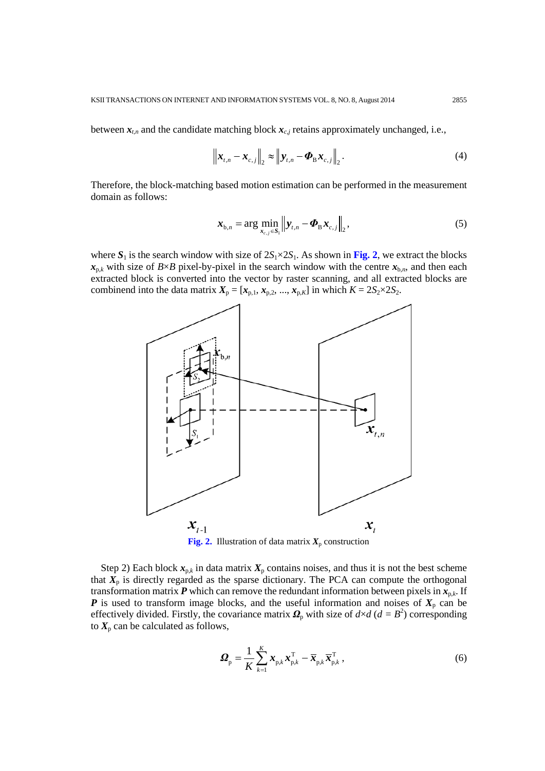between $\boldsymbol{x}_{t,n}$ and the candidate matching block $\boldsymbol{x}_{c,j}$ retains approximately unchanged, i.e.,

$$\left\|\boldsymbol{x}_{t,n} - \boldsymbol{x}_{c,j}\right\|_2 \approx \left\|\boldsymbol{y}_{t,n} - \boldsymbol{\Phi}_{\mathrm{B}}\boldsymbol{x}_{c,j}\right\|_2. \tag{4}$$

Therefore, the block-matching based motion estimation can be performed in the measurement domain as follows:

$$\boldsymbol{x}_{\mathrm{b},n} = \arg\min_{\boldsymbol{x}_{c,j}\in \boldsymbol{S}_1}\left\|\boldsymbol{y}_{t,n} - \boldsymbol{\Phi}_{\mathrm{B}}\boldsymbol{x}_{c,j}\right\|_2, \tag{5}$$

where $\boldsymbol{S}_1$ is the search window with size of $2S_1\times 2S_1$. As shown in **Fig. 2**, we extract the blocks $\boldsymbol{x}_{\mathrm{p},k}$ with size of $B\times B$ pixel-by-pixel in the search window with the centre $\boldsymbol{x}_{\mathrm{b},n}$, and then each extracted block is converted into the vector by raster scanning, and all extracted blocks are combinend into the data matrix $\boldsymbol{X}_{\mathrm{p}} = [\boldsymbol{x}_{\mathrm{p},1}, \boldsymbol{x}_{\mathrm{p},2}, \ldots, \boldsymbol{x}_{\mathrm{p},K}]$ in which $K = 2S_2\times 2S_2$.

**Fig. 2.** Illustration of data matrix $\boldsymbol{X}_{\mathrm{p}}$ construction

Step 2) Each block $\boldsymbol{x}_{\mathrm{p},k}$ in data matrix $\boldsymbol{X}_{\mathrm{p}}$ contains noises, and thus it is not the best scheme that $\boldsymbol{X}_{\mathrm{p}}$ is directly regarded as the sparse dictionary. The PCA can compute the orthogonal transformation matrix $\boldsymbol{P}$ which can remove the redundant information between pixels in $\boldsymbol{x}_{\mathrm{p},k}$. If $\boldsymbol{P}$ is used to transform image blocks, and the useful information and noises of $\boldsymbol{X}_{\mathrm{p}}$ can be effectively divided. Firstly, the covariance matrix $\boldsymbol{\Omega}_{\mathrm{p}}$ with size of $d\times d$ ($d = B^2$) corresponding to $\boldsymbol{X}_{\mathrm{p}}$ can be calculated as follows,

$$\boldsymbol{\Omega}_{\mathrm{p}} = \frac{1}{K}\sum_{k=1}^{K}\boldsymbol{x}_{\mathrm{p},k}\boldsymbol{x}_{\mathrm{p},k}^{\mathrm{T}} - \overline{\boldsymbol{x}}_{\mathrm{p},k}\overline{\boldsymbol{x}}_{\mathrm{p},k}^{\mathrm{T}}, \tag{6}$$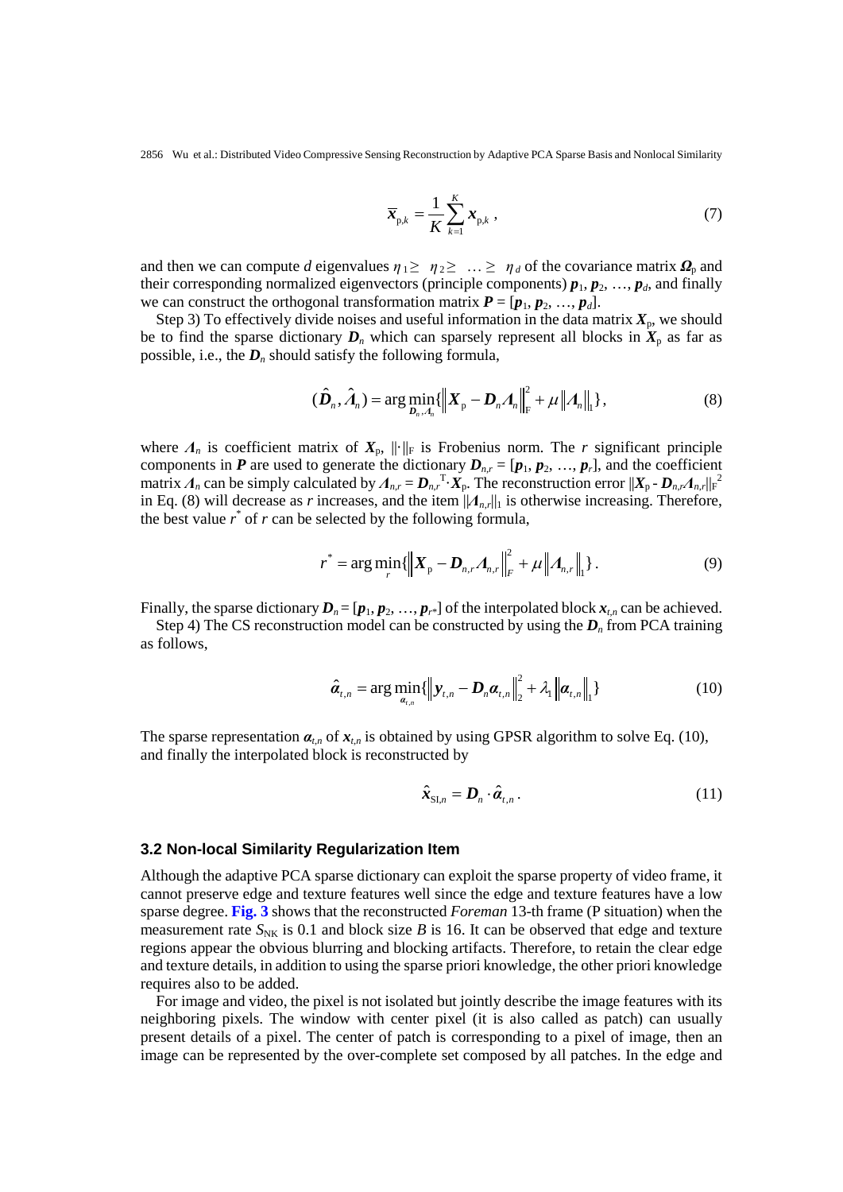$$\overline{\boldsymbol{x}}_{\mathrm{p},k} = \frac{1}{K}\sum_{k=1}^{K}\boldsymbol{x}_{\mathrm{p},k}\,, \tag{7}$$

and then we can compute $d$ eigenvalues $\eta_1 \geq \eta_2 \geq \ldots \geq \eta_d$ of the covariance matrix $\boldsymbol{\Omega}_{\mathrm{p}}$ and their corresponding normalized eigenvectors (principle components) $\boldsymbol{p}_1, \boldsymbol{p}_2, \ldots, \boldsymbol{p}_d$, and finally we can construct the orthogonal transformation matrix $\boldsymbol{P} = [\boldsymbol{p}_1, \boldsymbol{p}_2, \ldots, \boldsymbol{p}_d]$.

Step 3) To effectively divide noises and useful information in the data matrix $\boldsymbol{X}_{\mathrm{p}}$, we should be to find the sparse dictionary $\boldsymbol{D}_n$ which can sparsely represent all blocks in $\boldsymbol{X}_{\mathrm{p}}$ as far as possible, i.e., the $\boldsymbol{D}_n$ should satisfy the following formula,

$$(\hat{\boldsymbol{D}}_n, \hat{\boldsymbol{\Lambda}}_n) = \arg\min_{\boldsymbol{D}_n, \boldsymbol{\Lambda}_n}\{\left\|\boldsymbol{X}_{\mathrm{p}} - \boldsymbol{D}_n\boldsymbol{\Lambda}_n\right\|_{\mathrm{F}}^2 + \mu\left\|\boldsymbol{\Lambda}_n\right\|_1\}, \tag{8}$$

where $\boldsymbol{\Lambda}_n$ is coefficient matrix of $\boldsymbol{X}_{\mathrm{p}}$, $\|\cdot\|_{\mathrm{F}}$ is Frobenius norm. The $r$ significant principle components in $\boldsymbol{P}$ are used to generate the dictionary $\boldsymbol{D}_{n,r} = [\boldsymbol{p}_1, \boldsymbol{p}_2, \ldots, \boldsymbol{p}_r]$, and the coefficient matrix $\boldsymbol{\Lambda}_n$ can be simply calculated by $\boldsymbol{\Lambda}_{n,r} = \boldsymbol{D}_{n,r}^{\mathrm{T}} \cdot \boldsymbol{X}_{\mathrm{p}}$. The reconstruction error $\|\boldsymbol{X}_{\mathrm{p}} - \boldsymbol{D}_{n,r}\boldsymbol{\Lambda}_{n,r}\|_{\mathrm{F}}^2$ in Eq. (8) will decrease as $r$ increases, and the item $\|\boldsymbol{\Lambda}_{n,r}\|_1$ is otherwise increasing. Therefore, the best value $r^*$ of $r$ can be selected by the following formula,

$$r^* = \arg\min_{r}\{\left\|\boldsymbol{X}_{\mathrm{p}} - \boldsymbol{D}_{n,r}\boldsymbol{\Lambda}_{n,r}\right\|_F^2 + \mu\left\|\boldsymbol{\Lambda}_{n,r}\right\|_1\}. \tag{9}$$

Finally, the sparse dictionary $\boldsymbol{D}_n = [\boldsymbol{p}_1, \boldsymbol{p}_2, \ldots, \boldsymbol{p}_{r^*}]$ of the interpolated block $\boldsymbol{x}_{t,n}$ can be achieved.

Step 4) The CS reconstruction model can be constructed by using the $\boldsymbol{D}_n$ from PCA training as follows,

$$\hat{\boldsymbol{\alpha}}_{t,n} = \arg\min_{\boldsymbol{\alpha}_{t,n}}\{\left\|\boldsymbol{y}_{t,n} - \boldsymbol{D}_n\boldsymbol{\alpha}_{t,n}\right\|_2^2 + \lambda_1\left\|\boldsymbol{\alpha}_{t,n}\right\|_1\} \tag{10}$$

The sparse representation $\boldsymbol{\alpha}_{t,n}$ of $\boldsymbol{x}_{t,n}$ is obtained by using GPSR algorithm to solve Eq. (10), and finally the interpolated block is reconstructed by

$$\hat{\boldsymbol{x}}_{\mathrm{SI},n} = \boldsymbol{D}_n \cdot \hat{\boldsymbol{\alpha}}_{t,n}\,. \tag{11}$$

### 3.2 Non-local Similarity Regularization Item

Although the adaptive PCA sparse dictionary can exploit the sparse property of video frame, it cannot preserve edge and texture features well since the edge and texture features have a low sparse degree. **Fig. 3** shows that the reconstructed *Foreman* 13-th frame (P situation) when the measurement rate $S_{\mathrm{NK}}$ is 0.1 and block size $B$ is 16. It can be observed that edge and texture regions appear the obvious blurring and blocking artifacts. Therefore, to retain the clear edge and texture details, in addition to using the sparse priori knowledge, the other priori knowledge requires also to be added.

For image and video, the pixel is not isolated but jointly describe the image features with its neighboring pixels. The window with center pixel (it is also called as patch) can usually present details of a pixel. The center of patch is corresponding to a pixel of image, then an image can be represented by the over-complete set composed by all patches. In the edge and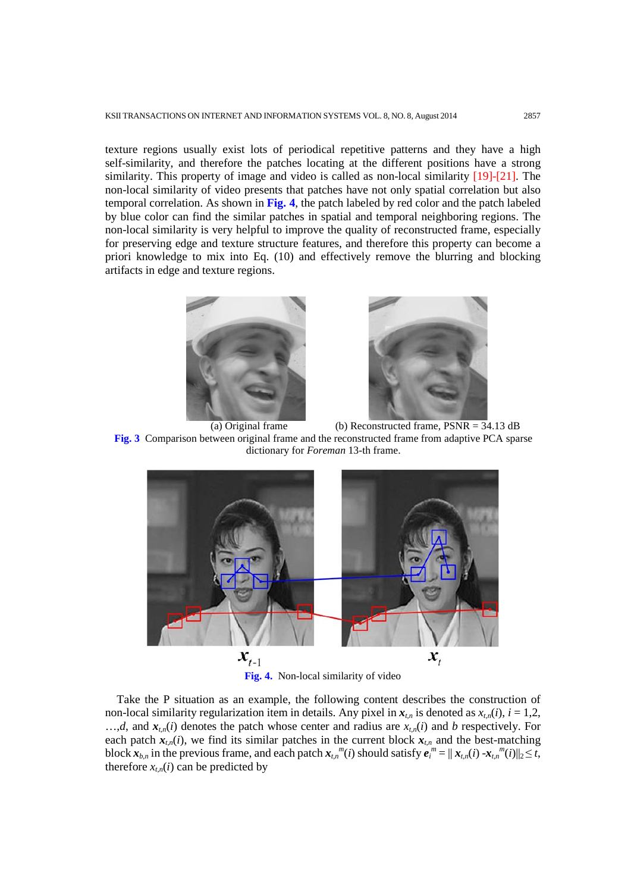texture regions usually exist lots of periodical repetitive patterns and they have a high self-similarity, and therefore the patches locating at the different positions have a strong similarity. This property of image and video is called as non-local similarity [19]-[21]. The non-local similarity of video presents that patches have not only spatial correlation but also temporal correlation. As shown in **Fig. 4**, the patch labeled by red color and the patch labeled by blue color can find the similar patches in spatial and temporal neighboring regions. The non-local similarity is very helpful to improve the quality of reconstructed frame, especially for preserving edge and texture structure features, and therefore this property can become a priori knowledge to mix into Eq. (10) and effectively remove the blurring and blocking artifacts in edge and texture regions.

(a) Original frame (b) Reconstructed frame, PSNR = 34.13 dB

**Fig. 3** Comparison between original frame and the reconstructed frame from adaptive PCA sparse dictionary for *Foreman* 13-th frame.

$\boldsymbol{x}_{t\text{-}1}$ $\boldsymbol{x}_t$

**Fig. 4.** Non-local similarity of video

Take the P situation as an example, the following content describes the construction of non-local similarity regularization item in details. Any pixel in $\boldsymbol{x}_{t,n}$ is denoted as $x_{t,n}(i)$, $i$ = 1,2, …,$d$, and $\boldsymbol{x}_{t,n}(i)$ denotes the patch whose center and radius are $x_{t,n}(i)$ and $b$ respectively. For each patch $\boldsymbol{x}_{t,n}(i)$, we find its similar patches in the current block $\boldsymbol{x}_{t,n}$ and the best-matching block $\boldsymbol{x}_{b,n}$ in the previous frame, and each patch $\boldsymbol{x}_{t,n}^{m}(i)$ should satisfy $\boldsymbol{e}_i^m = \| \boldsymbol{x}_{t,n}(i) - \boldsymbol{x}_{t,n}^{m}(i)\|_2 \leq t$, therefore $x_{t,n}(i)$ can be predicted by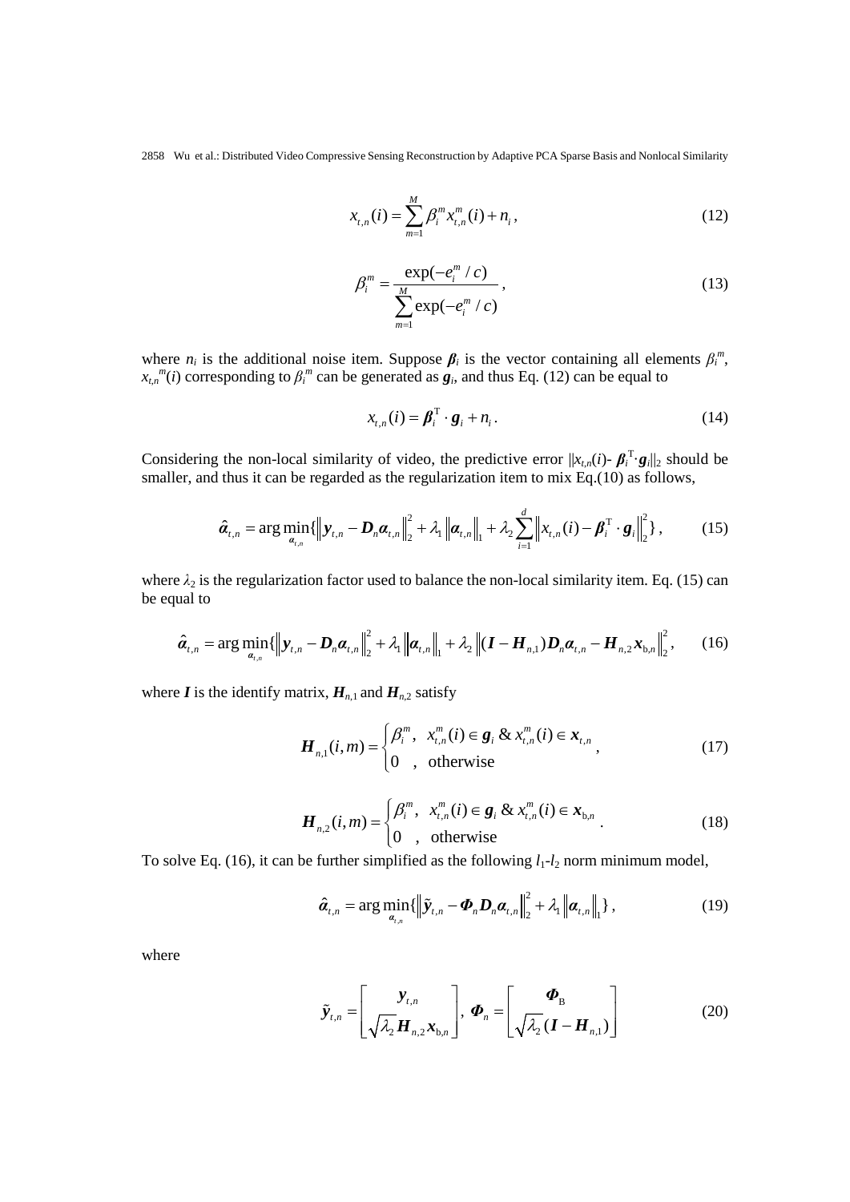$$x_{t,n}(i) = \sum_{m=1}^{M} \beta_i^m x_{t,n}^m(i) + n_i, \tag{12}$$

$$\beta_i^m = \frac{\exp(-e_i^m / c)}{\sum_{m=1}^{M} \exp(-e_i^m / c)}, \tag{13}$$

where $n_i$ is the additional noise item. Suppose $\boldsymbol{\beta}_i$ is the vector containing all elements $\beta_i^m$, $x_{t,n}^m(i)$ corresponding to $\beta_i^m$ can be generated as $\boldsymbol{g}_i$, and thus Eq. (12) can be equal to

$$x_{t,n}(i) = \boldsymbol{\beta}_i^{\mathrm{T}} \cdot \boldsymbol{g}_i + n_i. \tag{14}$$

Considering the non-local similarity of video, the predictive error $\|x_{t,n}(i)- \boldsymbol{\beta}_i^{\mathrm{T}} \cdot \boldsymbol{g}_i\|_2$ should be smaller, and thus it can be regarded as the regularization item to mix Eq.(10) as follows,

$$\hat{\boldsymbol{\alpha}}_{t,n} = \arg\min_{\boldsymbol{\alpha}_{t,n}} \{ \left\| \boldsymbol{y}_{t,n} - \boldsymbol{D}_n \boldsymbol{\alpha}_{t,n} \right\|_2^2 + \lambda_1 \left\| \boldsymbol{\alpha}_{t,n} \right\|_1 + \lambda_2 \sum_{i=1}^{d} \left\| x_{t,n}(i) - \boldsymbol{\beta}_i^{\mathrm{T}} \cdot \boldsymbol{g}_i \right\|_2^2 \}, \tag{15}$$

where $\lambda_2$ is the regularization factor used to balance the non-local similarity item. Eq. (15) can be equal to

$$\hat{\boldsymbol{\alpha}}_{t,n} = \arg\min_{\boldsymbol{\alpha}_{t,n}} \{ \left\| \boldsymbol{y}_{t,n} - \boldsymbol{D}_n \boldsymbol{\alpha}_{t,n} \right\|_2^2 + \lambda_1 \left\| \boldsymbol{\alpha}_{t,n} \right\|_1 + \lambda_2 \left\| (\boldsymbol{I} - \boldsymbol{H}_{n,1}) \boldsymbol{D}_n \boldsymbol{\alpha}_{t,n} - \boldsymbol{H}_{n,2} \boldsymbol{x}_{\mathrm{b},n} \right\|_2^2, \tag{16}$$

where $\boldsymbol{I}$ is the identify matrix, $\boldsymbol{H}_{n,1}$ and $\boldsymbol{H}_{n,2}$ satisfy

$$\boldsymbol{H}_{n,1}(i,m) = \begin{cases} \beta_i^m, & x_{t,n}^m(i) \in \boldsymbol{g}_i \ \& \ x_{t,n}^m(i) \in \boldsymbol{x}_{t,n} \\ 0, & \text{otherwise} \end{cases}, \tag{17}$$

$$\boldsymbol{H}_{n,2}(i,m) = \begin{cases} \beta_i^m, & x_{t,n}^m(i) \in \boldsymbol{g}_i \ \& \ x_{t,n}^m(i) \in \boldsymbol{x}_{\mathrm{b},n} \\ 0, & \text{otherwise} \end{cases}. \tag{18}$$

To solve Eq. (16), it can be further simplified as the following $l_1$-$l_2$ norm minimum model,

$$\hat{\boldsymbol{\alpha}}_{t,n} = \arg\min_{\boldsymbol{\alpha}_{t,n}} \{ \left\| \tilde{\boldsymbol{y}}_{t,n} - \boldsymbol{\Phi}_n \boldsymbol{D}_n \boldsymbol{\alpha}_{t,n} \right\|_2^2 + \lambda_1 \left\| \boldsymbol{\alpha}_{t,n} \right\|_1 \}, \tag{19}$$

where

$$\tilde{\boldsymbol{y}}_{t,n} = \begin{bmatrix} \boldsymbol{y}_{t,n} \\ \sqrt{\lambda_2} \boldsymbol{H}_{n,2} \boldsymbol{x}_{\mathrm{b},n} \end{bmatrix}, \ \boldsymbol{\Phi}_n = \begin{bmatrix} \boldsymbol{\Phi}_{\mathrm{B}} \\ \sqrt{\lambda_2} (\boldsymbol{I} - \boldsymbol{H}_{n,1}) \end{bmatrix} \tag{20}$$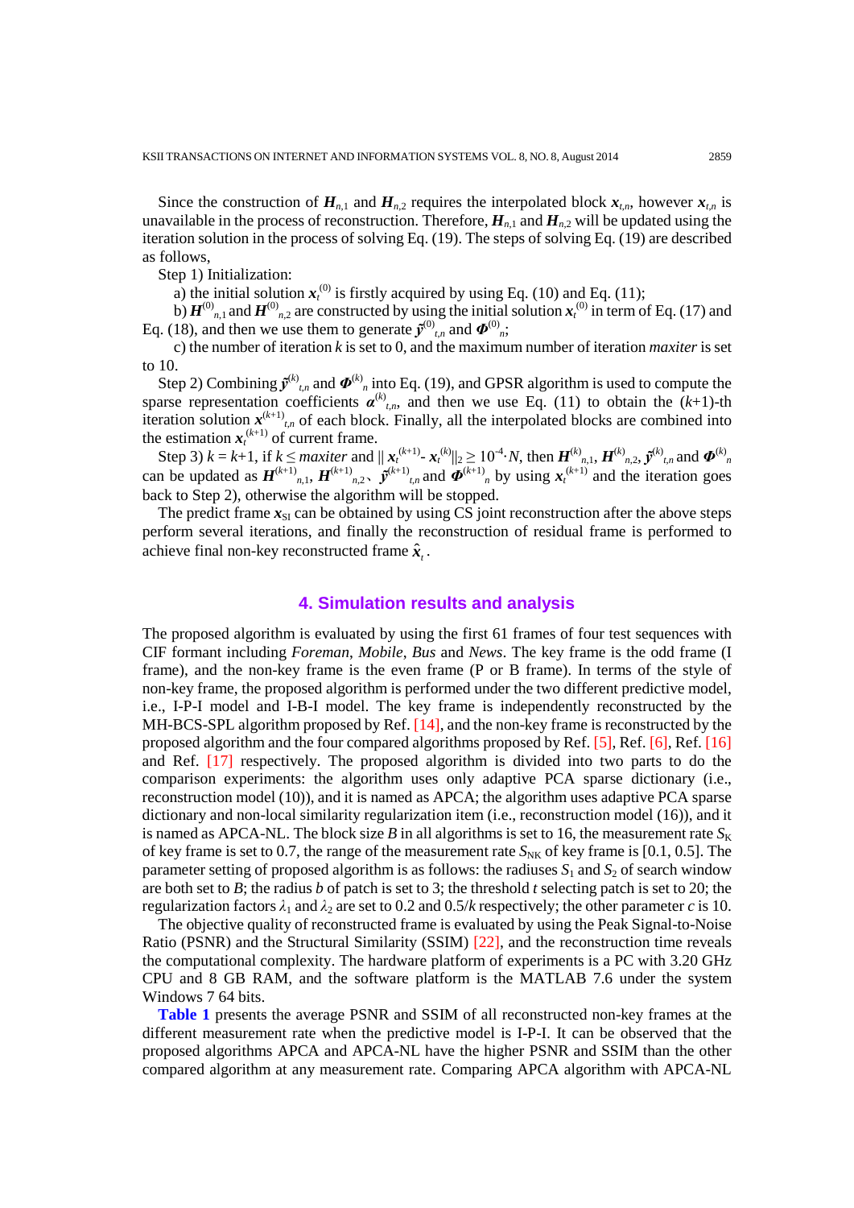Since the construction of $\boldsymbol{H}_{n,1}$ and $\boldsymbol{H}_{n,2}$ requires the interpolated block $\boldsymbol{x}_{t,n}$, however $\boldsymbol{x}_{t,n}$ is unavailable in the process of reconstruction. Therefore, $\boldsymbol{H}_{n,1}$ and $\boldsymbol{H}_{n,2}$ will be updated using the iteration solution in the process of solving Eq. (19). The steps of solving Eq. (19) are described as follows,

Step 1) Initialization:

a) the initial solution $\boldsymbol{x}_t^{(0)}$ is firstly acquired by using Eq. (10) and Eq. (11);

b) $\boldsymbol{H}^{(0)}_{n,1}$ and $\boldsymbol{H}^{(0)}_{n,2}$ are constructed by using the initial solution $\boldsymbol{x}_t^{(0)}$ in term of Eq. (17) and Eq. (18), and then we use them to generate $\tilde{\boldsymbol{y}}^{(0)}_{t,n}$ and $\boldsymbol{\Phi}^{(0)}_{n}$;

c) the number of iteration $k$ is set to 0, and the maximum number of iteration *maxiter* is set to 10.

Step 2) Combining $\tilde{\boldsymbol{y}}^{(k)}_{t,n}$ and $\boldsymbol{\Phi}^{(k)}_{n}$ into Eq. (19), and GPSR algorithm is used to compute the sparse representation coefficients $\boldsymbol{\alpha}^{(k)}_{t,n}$, and then we use Eq. (11) to obtain the $(k+1)$-th iteration solution $\boldsymbol{x}^{(k+1)}_{t,n}$ of each block. Finally, all the interpolated blocks are combined into the estimation $\boldsymbol{x}_t^{(k+1)}$ of current frame.

Step 3) $k = k+1$, if $k \le maxiter$ and $\| \boldsymbol{x}_t^{(k+1)} - \boldsymbol{x}_t^{(k)} \|_2 \ge 10^{-4} \cdot N$, then $\boldsymbol{H}^{(k)}_{n,1}$, $\boldsymbol{H}^{(k)}_{n,2}$, $\tilde{\boldsymbol{y}}^{(k)}_{t,n}$ and $\boldsymbol{\Phi}^{(k)}_{n}$ can be updated as $\boldsymbol{H}^{(k+1)}_{n,1}$, $\boldsymbol{H}^{(k+1)}_{n,2}$, $\tilde{\boldsymbol{y}}^{(k+1)}_{t,n}$ and $\boldsymbol{\Phi}^{(k+1)}_{n}$ by using $\boldsymbol{x}_t^{(k+1)}$ and the iteration goes back to Step 2), otherwise the algorithm will be stopped.

The predict frame $\boldsymbol{x}_{\mathrm{SI}}$ can be obtained by using CS joint reconstruction after the above steps perform several iterations, and finally the reconstruction of residual frame is performed to achieve final non-key reconstructed frame $\hat{\boldsymbol{x}}_t$.

## 4. Simulation results and analysis

The proposed algorithm is evaluated by using the first 61 frames of four test sequences with CIF formant including *Foreman*, *Mobile*, *Bus* and *News*. The key frame is the odd frame (I frame), and the non-key frame is the even frame (P or B frame). In terms of the style of non-key frame, the proposed algorithm is performed under the two different predictive model, i.e., I-P-I model and I-B-I model. The key frame is independently reconstructed by the MH-BCS-SPL algorithm proposed by Ref. [14], and the non-key frame is reconstructed by the proposed algorithm and the four compared algorithms proposed by Ref. [5], Ref. [6], Ref. [16] and Ref. [17] respectively. The proposed algorithm is divided into two parts to do the comparison experiments: the algorithm uses only adaptive PCA sparse dictionary (i.e., reconstruction model (10)), and it is named as APCA; the algorithm uses adaptive PCA sparse dictionary and non-local similarity regularization item (i.e., reconstruction model (16)), and it is named as APCA-NL. The block size $B$ in all algorithms is set to 16, the measurement rate $S_{\mathrm{K}}$ of key frame is set to 0.7, the range of the measurement rate $S_{\mathrm{NK}}$ of key frame is [0.1, 0.5]. The parameter setting of proposed algorithm is as follows: the radiuses $S_1$ and $S_2$ of search window are both set to $B$; the radius $b$ of patch is set to 3; the threshold $t$ selecting patch is set to 20; the regularization factors $\lambda_1$ and $\lambda_2$ are set to 0.2 and $0.5/k$ respectively; the other parameter $c$ is 10.

The objective quality of reconstructed frame is evaluated by using the Peak Signal-to-Noise Ratio (PSNR) and the Structural Similarity (SSIM) [22], and the reconstruction time reveals the computational complexity. The hardware platform of experiments is a PC with 3.20 GHz CPU and 8 GB RAM, and the software platform is the MATLAB 7.6 under the system Windows 7 64 bits.

**Table 1** presents the average PSNR and SSIM of all reconstructed non-key frames at the different measurement rate when the predictive model is I-P-I. It can be observed that the proposed algorithms APCA and APCA-NL have the higher PSNR and SSIM than the other compared algorithm at any measurement rate. Comparing APCA algorithm with APCA-NL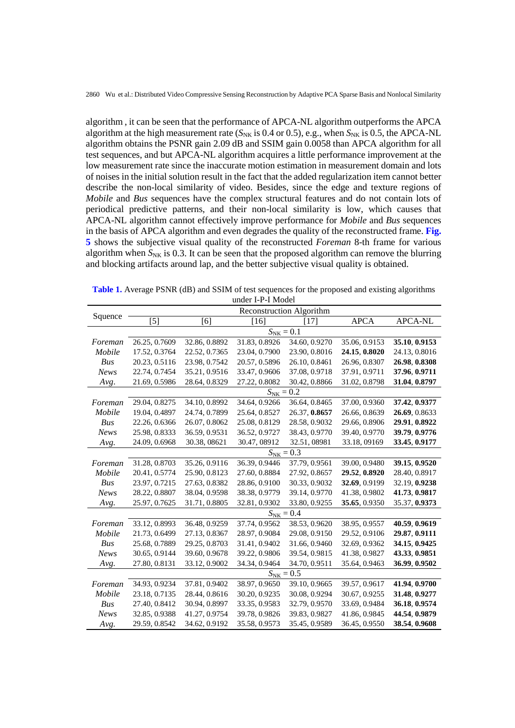algorithm , it can be seen that the performance of APCA-NL algorithm outperforms the APCA algorithm at the high measurement rate ($S_{NK}$ is 0.4 or 0.5), e.g., when $S_{NK}$ is 0.5, the APCA-NL algorithm obtains the PSNR gain 2.09 dB and SSIM gain 0.0058 than APCA algorithm for all test sequences, and but APCA-NL algorithm acquires a little performance improvement at the low measurement rate since the inaccurate motion estimation in measurement domain and lots of noises in the initial solution result in the fact that the added regularization item cannot better describe the non-local similarity of video. Besides, since the edge and texture regions of *Mobile* and *Bus* sequences have the complex structural features and do not contain lots of periodical predictive patterns, and their non-local similarity is low, which causes that APCA-NL algorithm cannot effectively improve performance for *Mobile* and *Bus* sequences in the basis of APCA algorithm and even degrades the quality of the reconstructed frame. **Fig. 5** shows the subjective visual quality of the reconstructed *Foreman* 8-th frame for various algorithm when $S_{NK}$ is 0.3. It can be seen that the proposed algorithm can remove the blurring and blocking artifacts around lap, and the better subjective visual quality is obtained.

**Table 1.** Average PSNR (dB) and SSIM of test sequences for the proposed and existing algorithms under I-P-I Model

| Squence | Reconstruction Algorithm | | | | | |
|---|---|---|---|---|---|---|
| | [5] | [6] | [16] | [17] | APCA | APCA-NL |
| | $S_{NK} = 0.1$ | | | | | |
| *Foreman* | 26.25, 0.7609 | 32.86, 0.8892 | 31.83, 0.8926 | 34.60, 0.9270 | 35.06, 0.9153 | **35.10**, **0.9153** |
| *Mobile* | 17.52, 0.3764 | 22.52, 0.7365 | 23.04, 0.7900 | 23.90, 0.8016 | **24.15**, **0.8020** | 24.13, 0.8016 |
| *Bus* | 20.23, 0.5116 | 23.98, 0.7542 | 20.57, 0.5896 | 26.10, 0.8461 | 26.96, 0.8307 | **26.98**, **0.8308** |
| *News* | 22.74, 0.7454 | 35.21, 0.9516 | 33.47, 0.9606 | 37.08, 0.9718 | 37.91, 0.9711 | **37.96**, **0.9711** |
| *Avg.* | 21.69, 0.5986 | 28.64, 0.8329 | 27.22, 0.8082 | 30.42, 0.8866 | 31.02, 0.8798 | **31.04**, **0.8797** |
| | $S_{NK} = 0.2$ | | | | | |
| *Foreman* | 29.04, 0.8275 | 34.10, 0.8992 | 34.64, 0.9266 | 36.64, 0.8465 | 37.00, 0.9360 | **37.42**, **0.9377** |
| *Mobile* | 19.04, 0.4897 | 24.74, 0.7899 | 25.64, 0.8527 | 26.37, **0.8657** | 26.66, 0.8639 | **26.69**, 0.8633 |
| *Bus* | 22.26, 0.6366 | 26.07, 0.8062 | 25.08, 0.8129 | 28.58, 0.9032 | 29.66, 0.8906 | **29.91**, **0.8922** |
| *News* | 25.98, 0.8333 | 36.59, 0.9531 | 36.52, 0.9727 | 38.43, 0.9770 | 39.40, 0.9770 | **39.79**, **0.9776** |
| *Avg.* | 24.09, 0.6968 | 30.38, 08621 | 30.47, 08912 | 32.51, 08981 | 33.18, 09169 | **33.45**, **0.9177** |
| | $S_{NK} = 0.3$ | | | | | |
| *Foreman* | 31.28, 0.8703 | 35.26, 0.9116 | 36.39, 0.9446 | 37.79, 0.9561 | 39.00, 0.9480 | **39.15**, **0.9520** |
| *Mobile* | 20.41, 0.5774 | 25.90, 0.8123 | 27.60, 0.8884 | 27.92, 0.8657 | **29.52**, **0.8920** | 28.40, 0.8917 |
| *Bus* | 23.97, 0.7215 | 27.63, 0.8382 | 28.86, 0.9100 | 30.33, 0.9032 | **32.69**, 0.9199 | 32.19, **0.9238** |
| *News* | 28.22, 0.8807 | 38.04, 0.9598 | 38.38, 0.9779 | 39.14, 0.9770 | 41.38, 0.9802 | **41.73**, **0.9817** |
| *Avg.* | 25.97, 0.7625 | 31.71, 0.8805 | 32.81, 0.9302 | 33.80, 0.9255 | **35.65**, 0.9350 | 35.37, **0.9373** |
| | $S_{NK} = 0.4$ | | | | | |
| *Foreman* | 33.12, 0.8993 | 36.48, 0.9259 | 37.74, 0.9562 | 38.53, 0.9620 | 38.95, 0.9557 | **40.59**, **0.9619** |
| *Mobile* | 21.73, 0.6499 | 27.13, 0.8367 | 28.97, 0.9084 | 29.08, 0.9150 | 29.52, 0.9106 | **29.87**, **0.9111** |
| *Bus* | 25.68, 0.7889 | 29.25, 0.8703 | 31.41, 0.9402 | 31.66, 0.9460 | 32.69, 0.9362 | **34.15**, **0.9425** |
| *News* | 30.65, 0.9144 | 39.60, 0.9678 | 39.22, 0.9806 | 39.54, 0.9815 | 41.38, 0.9827 | **43.33**, **0.9851** |
| *Avg.* | 27.80, 0.8131 | 33.12, 0.9002 | 34.34, 0.9464 | 34.70, 0.9511 | 35.64, 0.9463 | **36.99**, **0.9502** |
| | $S_{NK} = 0.5$ | | | | | |
| *Foreman* | 34.93, 0.9234 | 37.81, 0.9402 | 38.97, 0.9650 | 39.10, 0.9665 | 39.57, 0.9617 | **41.94**, **0.9700** |
| *Mobile* | 23.18, 0.7135 | 28.44, 0.8616 | 30.20, 0.9235 | 30.08, 0.9294 | 30.67, 0.9255 | **31.48**, **0.9277** |
| *Bus* | 27.40, 0.8412 | 30.94, 0.8997 | 33.35, 0.9583 | 32.79, 0.9570 | 33.69, 0.9484 | **36.18**, **0.9574** |
| *News* | 32.85, 0.9388 | 41.27, 0.9754 | 39.78, 0.9826 | 39.83, 0.9827 | 41.86, 0.9845 | **44.54**, **0.9879** |
| *Avg.* | 29.59, 0.8542 | 34.62, 0.9192 | 35.58, 0.9573 | 35.45, 0.9589 | 36.45, 0.9550 | **38.54**, **0.9608** |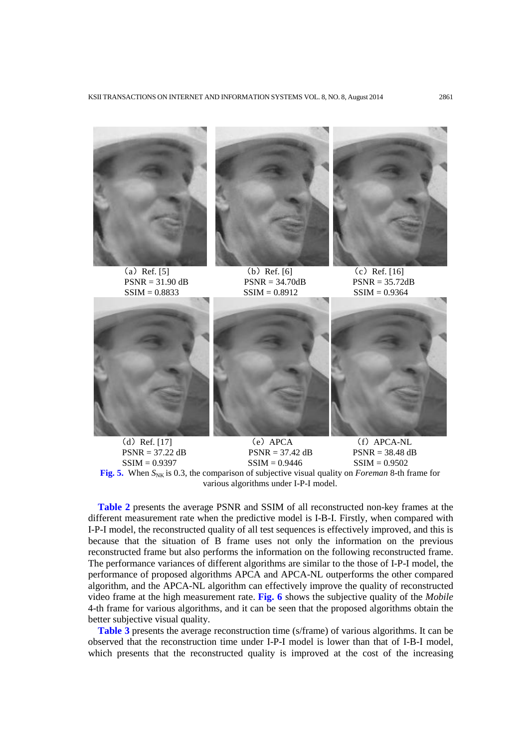(a) Ref. [5]
PSNR = 31.90 dB
SSIM = 0.8833

(b) Ref. [6]
PSNR = 34.70dB
SSIM = 0.8912

(c) Ref. [16]
PSNR = 35.72dB
SSIM = 0.9364

(d) Ref. [17]
PSNR = 37.22 dB
SSIM = 0.9397

(e) APCA
PSNR = 37.42 dB
SSIM = 0.9446

(f) APCA-NL
PSNR = 38.48 dB
SSIM = 0.9502

**Fig. 5.** When $S_{NK}$ is 0.3, the comparison of subjective visual quality on *Foreman* 8-th frame for various algorithms under I-P-I model.

**Table 2** presents the average PSNR and SSIM of all reconstructed non-key frames at the different measurement rate when the predictive model is I-B-I. Firstly, when compared with I-P-I model, the reconstructed quality of all test sequences is effectively improved, and this is because that the situation of B frame uses not only the information on the previous reconstructed frame but also performs the information on the following reconstructed frame. The performance variances of different algorithms are similar to the those of I-P-I model, the performance of proposed algorithms APCA and APCA-NL outperforms the other compared algorithm, and the APCA-NL algorithm can effectively improve the quality of reconstructed video frame at the high measurement rate. **Fig. 6** shows the subjective quality of the *Mobile* 4-th frame for various algorithms, and it can be seen that the proposed algorithms obtain the better subjective visual quality.

**Table 3** presents the average reconstruction time (s/frame) of various algorithms. It can be observed that the reconstruction time under I-P-I model is lower than that of I-B-I model, which presents that the reconstructed quality is improved at the cost of the increasing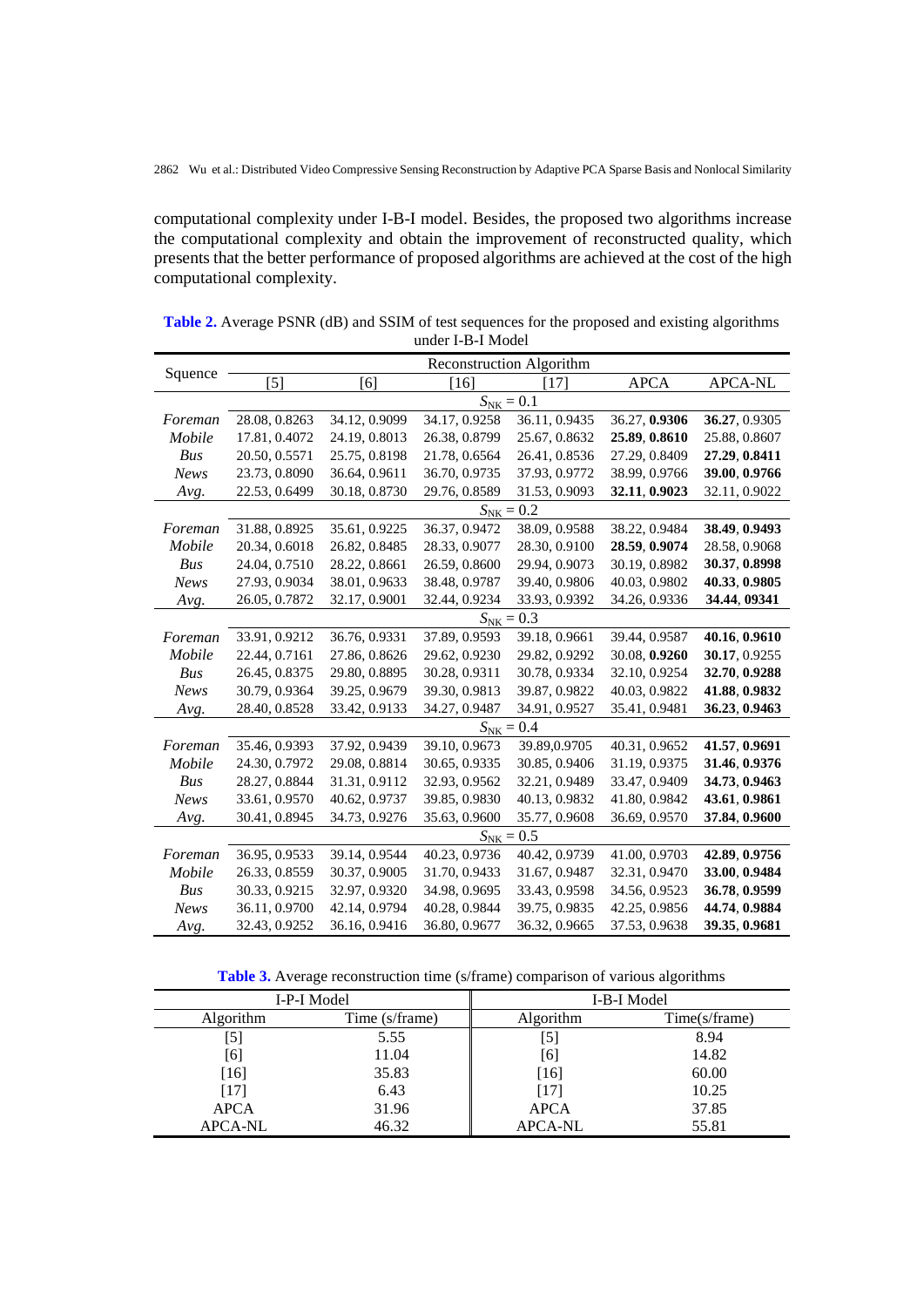computational complexity under I-B-I model. Besides, the proposed two algorithms increase the computational complexity and obtain the improvement of reconstructed quality, which presents that the better performance of proposed algorithms are achieved at the cost of the high computational complexity.

**Table 2.** Average PSNR (dB) and SSIM of test sequences for the proposed and existing algorithms under I-B-I Model

| Squence | Reconstruction Algorithm | | | | | |
|---|---|---|---|---|---|---|
| | [5] | [6] | [16] | [17] | APCA | APCA-NL |
| | | | $S_{\mathrm{NK}}=0.1$ | | | |
| *Foreman* | 28.08, 0.8263 | 34.12, 0.9099 | 34.17, 0.9258 | 36.11, 0.9435 | 36.27, **0.9306** | **36.27**, 0.9305 |
| *Mobile* | 17.81, 0.4072 | 24.19, 0.8013 | 26.38, 0.8799 | 25.67, 0.8632 | **25.89**, **0.8610** | 25.88, 0.8607 |
| *Bus* | 20.50, 0.5571 | 25.75, 0.8198 | 21.78, 0.6564 | 26.41, 0.8536 | 27.29, 0.8409 | **27.29**, **0.8411** |
| *News* | 23.73, 0.8090 | 36.64, 0.9611 | 36.70, 0.9735 | 37.93, 0.9772 | 38.99, 0.9766 | **39.00**, **0.9766** |
| *Avg.* | 22.53, 0.6499 | 30.18, 0.8730 | 29.76, 0.8589 | 31.53, 0.9093 | **32.11**, **0.9023** | 32.11, 0.9022 |
| | | | $S_{\mathrm{NK}}=0.2$ | | | |
| *Foreman* | 31.88, 0.8925 | 35.61, 0.9225 | 36.37, 0.9472 | 38.09, 0.9588 | 38.22, 0.9484 | **38.49**, **0.9493** |
| *Mobile* | 20.34, 0.6018 | 26.82, 0.8485 | 28.33, 0.9077 | 28.30, 0.9100 | **28.59**, **0.9074** | 28.58, 0.9068 |
| *Bus* | 24.04, 0.7510 | 28.22, 0.8661 | 26.59, 0.8600 | 29.94, 0.9073 | 30.19, 0.8982 | **30.37**, **0.8998** |
| *News* | 27.93, 0.9034 | 38.01, 0.9633 | 38.48, 0.9787 | 39.40, 0.9806 | 40.03, 0.9802 | **40.33**, **0.9805** |
| *Avg.* | 26.05, 0.7872 | 32.17, 0.9001 | 32.44, 0.9234 | 33.93, 0.9392 | 34.26, 0.9336 | **34.44**, **09341** |
| | | | $S_{\mathrm{NK}}=0.3$ | | | |
| *Foreman* | 33.91, 0.9212 | 36.76, 0.9331 | 37.89, 0.9593 | 39.18, 0.9661 | 39.44, 0.9587 | **40.16**, **0.9610** |
| *Mobile* | 22.44, 0.7161 | 27.86, 0.8626 | 29.62, 0.9230 | 29.82, 0.9292 | 30.08, **0.9260** | **30.17**, 0.9255 |
| *Bus* | 26.45, 0.8375 | 29.80, 0.8895 | 30.28, 0.9311 | 30.78, 0.9334 | 32.10, 0.9254 | **32.70**, **0.9288** |
| *News* | 30.79, 0.9364 | 39.25, 0.9679 | 39.30, 0.9813 | 39.87, 0.9822 | 40.03, 0.9822 | **41.88**, **0.9832** |
| *Avg.* | 28.40, 0.8528 | 33.42, 0.9133 | 34.27, 0.9487 | 34.91, 0.9527 | 35.41, 0.9481 | **36.23**, **0.9463** |
| | | | $S_{\mathrm{NK}}=0.4$ | | | |
| *Foreman* | 35.46, 0.9393 | 37.92, 0.9439 | 39.10, 0.9673 | 39.89,0.9705 | 40.31, 0.9652 | **41.57**, **0.9691** |
| *Mobile* | 24.30, 0.7972 | 29.08, 0.8814 | 30.65, 0.9335 | 30.85, 0.9406 | 31.19, 0.9375 | **31.46**, **0.9376** |
| *Bus* | 28.27, 0.8844 | 31.31, 0.9112 | 32.93, 0.9562 | 32.21, 0.9489 | 33.47, 0.9409 | **34.73**, **0.9463** |
| *News* | 33.61, 0.9570 | 40.62, 0.9737 | 39.85, 0.9830 | 40.13, 0.9832 | 41.80, 0.9842 | **43.61**, **0.9861** |
| *Avg.* | 30.41, 0.8945 | 34.73, 0.9276 | 35.63, 0.9600 | 35.77, 0.9608 | 36.69, 0.9570 | **37.84**, **0.9600** |
| | | | $S_{\mathrm{NK}}=0.5$ | | | |
| *Foreman* | 36.95, 0.9533 | 39.14, 0.9544 | 40.23, 0.9736 | 40.42, 0.9739 | 41.00, 0.9703 | **42.89**, **0.9756** |
| *Mobile* | 26.33, 0.8559 | 30.37, 0.9005 | 31.70, 0.9433 | 31.67, 0.9487 | 32.31, 0.9470 | **33.00**, **0.9484** |
| *Bus* | 30.33, 0.9215 | 32.97, 0.9320 | 34.98, 0.9695 | 33.43, 0.9598 | 34.56, 0.9523 | **36.78**, **0.9599** |
| *News* | 36.11, 0.9700 | 42.14, 0.9794 | 40.28, 0.9844 | 39.75, 0.9835 | 42.25, 0.9856 | **44.74**, **0.9884** |
| *Avg.* | 32.43, 0.9252 | 36.16, 0.9416 | 36.80, 0.9677 | 36.32, 0.9665 | 37.53, 0.9638 | **39.35**, **0.9681** |

**Table 3.** Average reconstruction time (s/frame) comparison of various algorithms

| I-P-I Model | | I-B-I Model | |
|---|---|---|---|
| Algorithm | Time (s/frame) | Algorithm | Time(s/frame) |
| [5] | 5.55 | [5] | 8.94 |
| [6] | 11.04 | [6] | 14.82 |
| [16] | 35.83 | [16] | 60.00 |
| [17] | 6.43 | [17] | 10.25 |
| APCA | 31.96 | APCA | 37.85 |
| APCA-NL | 46.32 | APCA-NL | 55.81 |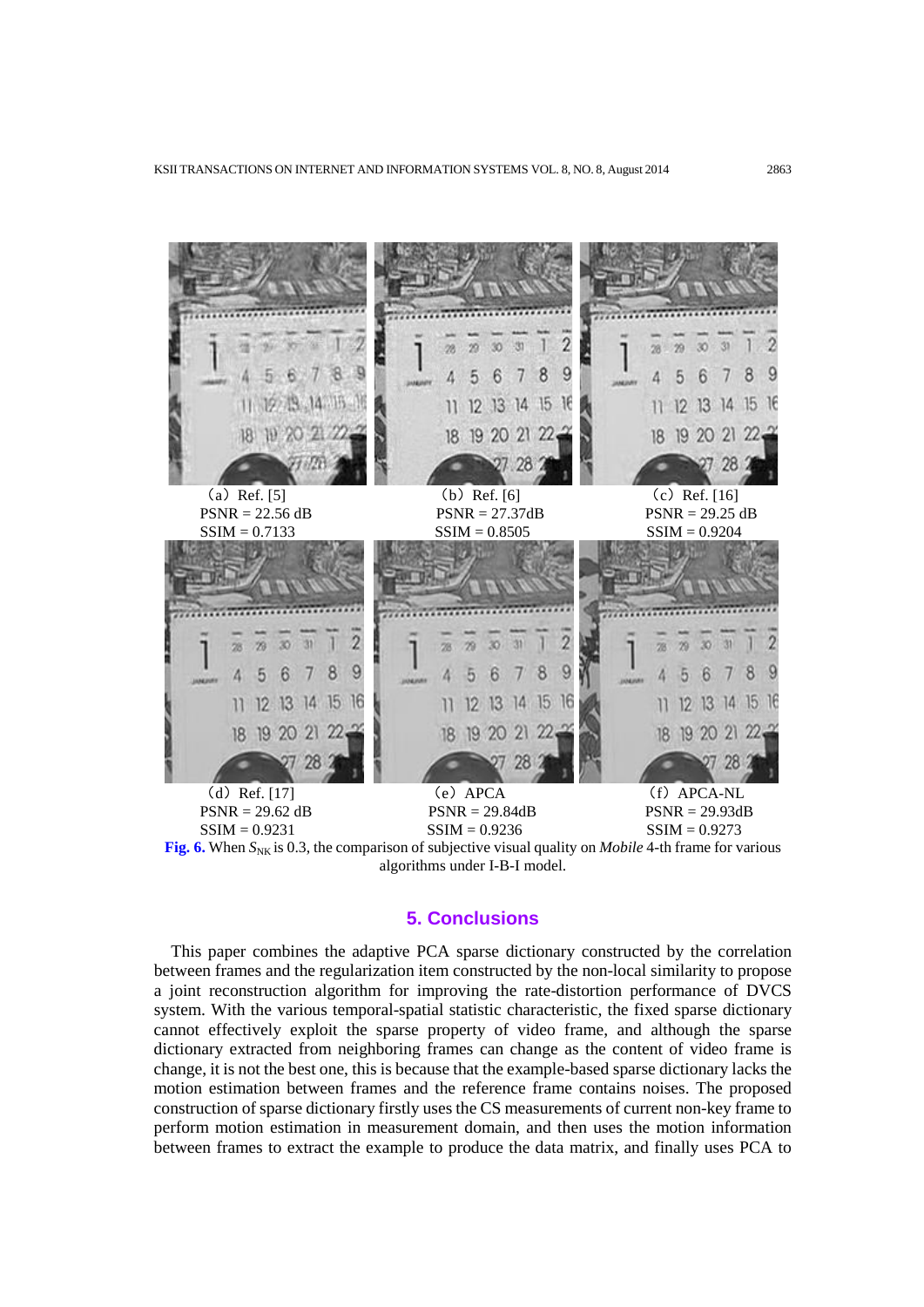(a) Ref. [5]
PSNR = 22.56 dB
SSIM = 0.7133

(b) Ref. [6]
PSNR = 27.37dB
SSIM = 0.8505

(c) Ref. [16]
PSNR = 29.25 dB
SSIM = 0.9204

(d) Ref. [17]
PSNR = 29.62 dB
SSIM = 0.9231

(e) APCA
PSNR = 29.84dB
SSIM = 0.9236

(f) APCA-NL
PSNR = 29.93dB
SSIM = 0.9273

**Fig. 6.** When $S_{NK}$ is 0.3, the comparison of subjective visual quality on *Mobile* 4-th frame for various algorithms under I-B-I model.

## 5. Conclusions

This paper combines the adaptive PCA sparse dictionary constructed by the correlation between frames and the regularization item constructed by the non-local similarity to propose a joint reconstruction algorithm for improving the rate-distortion performance of DVCS system. With the various temporal-spatial statistic characteristic, the fixed sparse dictionary cannot effectively exploit the sparse property of video frame, and although the sparse dictionary extracted from neighboring frames can change as the content of video frame is change, it is not the best one, this is because that the example-based sparse dictionary lacks the motion estimation between frames and the reference frame contains noises. The proposed construction of sparse dictionary firstly uses the CS measurements of current non-key frame to perform motion estimation in measurement domain, and then uses the motion information between frames to extract the example to produce the data matrix, and finally uses PCA to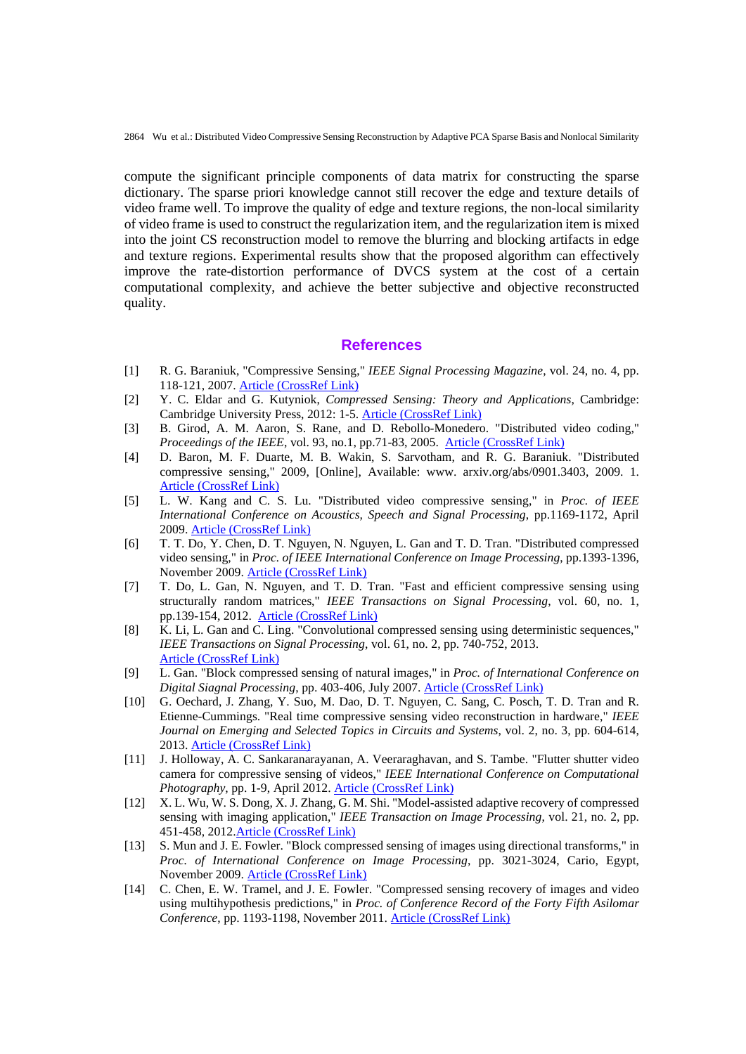compute the significant principle components of data matrix for constructing the sparse dictionary. The sparse priori knowledge cannot still recover the edge and texture details of video frame well. To improve the quality of edge and texture regions, the non-local similarity of video frame is used to construct the regularization item, and the regularization item is mixed into the joint CS reconstruction model to remove the blurring and blocking artifacts in edge and texture regions. Experimental results show that the proposed algorithm can effectively improve the rate-distortion performance of DVCS system at the cost of a certain computational complexity, and achieve the better subjective and objective reconstructed quality.

## References

[1] R. G. Baraniuk, "Compressive Sensing," *IEEE Signal Processing Magazine*, vol. 24, no. 4, pp. 118-121, 2007. Article (CrossRef Link)

[2] Y. C. Eldar and G. Kutyniok, *Compressed Sensing: Theory and Applications*, Cambridge: Cambridge University Press, 2012: 1-5. Article (CrossRef Link)

[3] B. Girod, A. M. Aaron, S. Rane, and D. Rebollo-Monedero. "Distributed video coding," *Proceedings of the IEEE*, vol. 93, no.1, pp.71-83, 2005. Article (CrossRef Link)

[4] D. Baron, M. F. Duarte, M. B. Wakin, S. Sarvotham, and R. G. Baraniuk. "Distributed compressive sensing," 2009, [Online], Available: www. arxiv.org/abs/0901.3403, 2009. 1. Article (CrossRef Link)

[5] L. W. Kang and C. S. Lu. "Distributed video compressive sensing," in *Proc. of IEEE International Conference on Acoustics, Speech and Signal Processing*, pp.1169-1172, April 2009. Article (CrossRef Link)

[6] T. T. Do, Y. Chen, D. T. Nguyen, N. Nguyen, L. Gan and T. D. Tran. "Distributed compressed video sensing," in *Proc. of IEEE International Conference on Image Processing*, pp.1393-1396, November 2009. Article (CrossRef Link)

[7] T. Do, L. Gan, N. Nguyen, and T. D. Tran. "Fast and efficient compressive sensing using structurally random matrices," *IEEE Transactions on Signal Processing*, vol. 60, no. 1, pp.139-154, 2012. Article (CrossRef Link)

[8] K. Li, L. Gan and C. Ling. "Convolutional compressed sensing using deterministic sequences," *IEEE Transactions on Signal Processing*, vol. 61, no. 2, pp. 740-752, 2013. Article (CrossRef Link)

[9] L. Gan. "Block compressed sensing of natural images," in *Proc. of International Conference on Digital Siagnal Processing*, pp. 403-406, July 2007. Article (CrossRef Link)

[10] G. Oechard, J. Zhang, Y. Suo, M. Dao, D. T. Nguyen, C. Sang, C. Posch, T. D. Tran and R. Etienne-Cummings. "Real time compressive sensing video reconstruction in hardware," *IEEE Journal on Emerging and Selected Topics in Circuits and Systems*, vol. 2, no. 3, pp. 604-614, 2013. Article (CrossRef Link)

[11] J. Holloway, A. C. Sankaranarayanan, A. Veeraraghavan, and S. Tambe. "Flutter shutter video camera for compressive sensing of videos," *IEEE International Conference on Computational Photography*, pp. 1-9, April 2012. Article (CrossRef Link)

[12] X. L. Wu, W. S. Dong, X. J. Zhang, G. M. Shi. "Model-assisted adaptive recovery of compressed sensing with imaging application," *IEEE Transaction on Image Processing*, vol. 21, no. 2, pp. 451-458, 2012.Article (CrossRef Link)

[13] S. Mun and J. E. Fowler. "Block compressed sensing of images using directional transforms," in *Proc. of International Conference on Image Processing*, pp. 3021-3024, Cario, Egypt, November 2009. Article (CrossRef Link)

[14] C. Chen, E. W. Tramel, and J. E. Fowler. "Compressed sensing recovery of images and video using multihypothesis predictions," in *Proc. of Conference Record of the Forty Fifth Asilomar Conference*, pp. 1193-1198, November 2011. Article (CrossRef Link)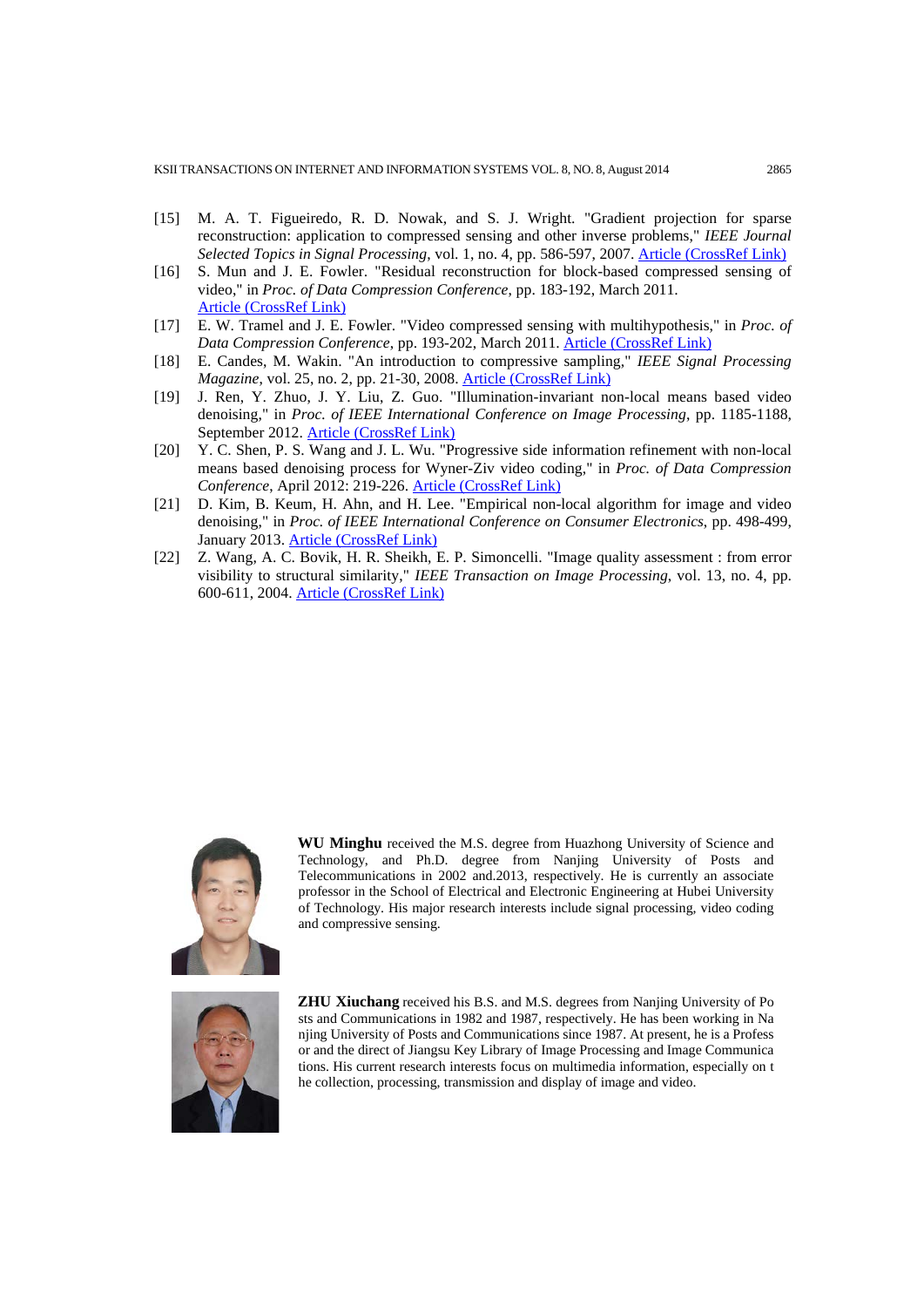[15] M. A. T. Figueiredo, R. D. Nowak, and S. J. Wright. "Gradient projection for sparse reconstruction: application to compressed sensing and other inverse problems," *IEEE Journal Selected Topics in Signal Processing*, vol. 1, no. 4, pp. 586-597, 2007. Article (CrossRef Link)

[16] S. Mun and J. E. Fowler. "Residual reconstruction for block-based compressed sensing of video," in *Proc. of Data Compression Conference*, pp. 183-192, March 2011. Article (CrossRef Link)

[17] E. W. Tramel and J. E. Fowler. "Video compressed sensing with multihypothesis," in *Proc. of Data Compression Conference*, pp. 193-202, March 2011. Article (CrossRef Link)

[18] E. Candes, M. Wakin. "An introduction to compressive sampling," *IEEE Signal Processing Magazine*, vol. 25, no. 2, pp. 21-30, 2008. Article (CrossRef Link)

[19] J. Ren, Y. Zhuo, J. Y. Liu, Z. Guo. "Illumination-invariant non-local means based video denoising," in *Proc. of IEEE International Conference on Image Processing*, pp. 1185-1188, September 2012. Article (CrossRef Link)

[20] Y. C. Shen, P. S. Wang and J. L. Wu. "Progressive side information refinement with non-local means based denoising process for Wyner-Ziv video coding," in *Proc. of Data Compression Conference*, April 2012: 219-226. Article (CrossRef Link)

[21] D. Kim, B. Keum, H. Ahn, and H. Lee. "Empirical non-local algorithm for image and video denoising," in *Proc. of IEEE International Conference on Consumer Electronics*, pp. 498-499, January 2013. Article (CrossRef Link)

[22] Z. Wang, A. C. Bovik, H. R. Sheikh, E. P. Simoncelli. "Image quality assessment : from error visibility to structural similarity," *IEEE Transaction on Image Processing*, vol. 13, no. 4, pp. 600-611, 2004. Article (CrossRef Link)

**WU Minghu** received the M.S. degree from Huazhong University of Science and Technology, and Ph.D. degree from Nanjing University of Posts and Telecommunications in 2002 and.2013, respectively. He is currently an associate professor in the School of Electrical and Electronic Engineering at Hubei University of Technology. His major research interests include signal processing, video coding and compressive sensing.

**ZHU Xiuchang** received his B.S. and M.S. degrees from Nanjing University of Po sts and Communications in 1982 and 1987, respectively. He has been working in Na njing University of Posts and Communications since 1987. At present, he is a Profess or and the direct of Jiangsu Key Library of Image Processing and Image Communica tions. His current research interests focus on multimedia information, especially on t he collection, processing, transmission and display of image and video.